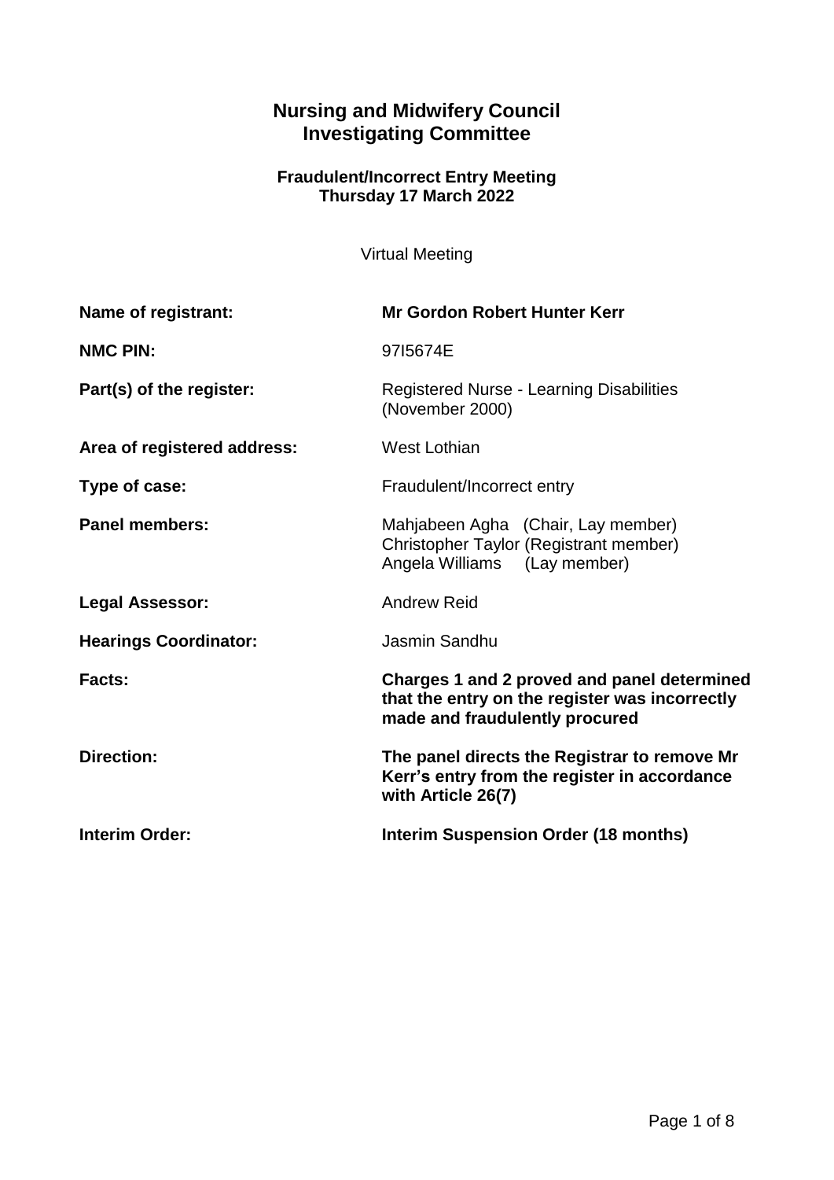# Nursing and Midwifery Council
# Investigating Committee

**Fraudulent/Incorrect Entry Meeting**
**Thursday 17 March 2022**

Virtual Meeting

| | |
|---|---|
| **Name of registrant:** | **Mr Gordon Robert Hunter Kerr** |
| **NMC PIN:** | 97I5674E |
| **Part(s) of the register:** | Registered Nurse - Learning Disabilities (November 2000) |
| **Area of registered address:** | West Lothian |
| **Type of case:** | Fraudulent/Incorrect entry |
| **Panel members:** | Mahjabeen Agha (Chair, Lay member)<br>Christopher Taylor (Registrant member)<br>Angela Williams (Lay member) |
| **Legal Assessor:** | Andrew Reid |
| **Hearings Coordinator:** | Jasmin Sandhu |
| **Facts:** | **Charges 1 and 2 proved and panel determined that the entry on the register was incorrectly made and fraudulently procured** |
| **Direction:** | **The panel directs the Registrar to remove Mr Kerr's entry from the register in accordance with Article 26(7)** |
| **Interim Order:** | **Interim Suspension Order (18 months)** |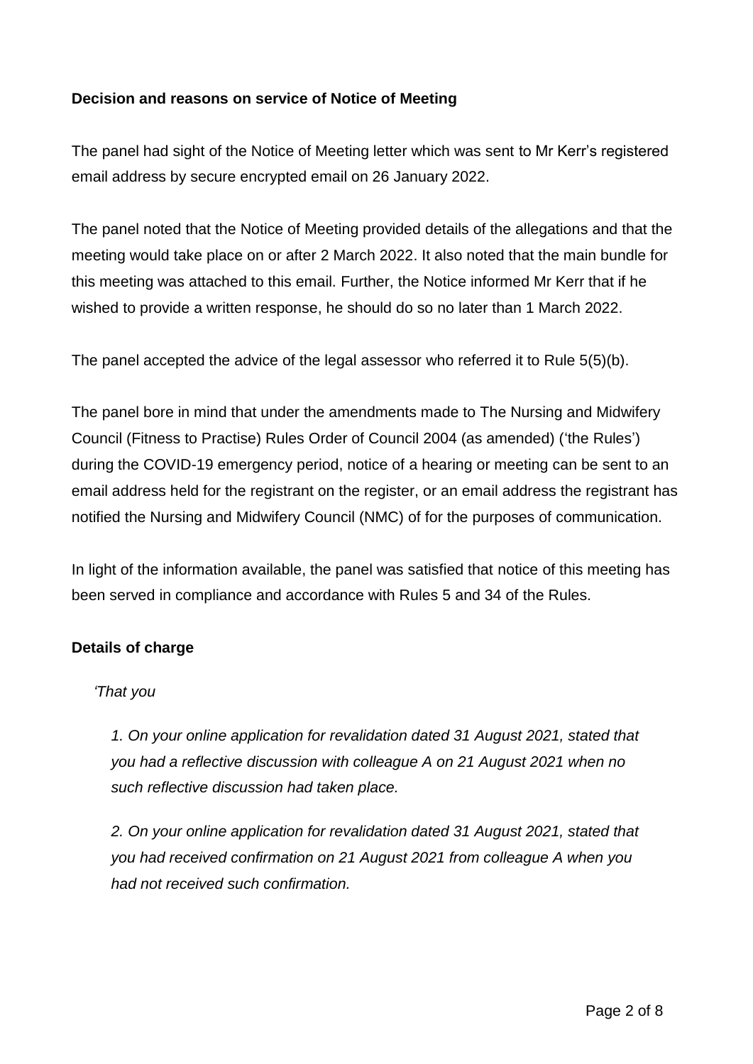**Decision and reasons on service of Notice of Meeting**

The panel had sight of the Notice of Meeting letter which was sent to Mr Kerr's registered email address by secure encrypted email on 26 January 2022.

The panel noted that the Notice of Meeting provided details of the allegations and that the meeting would take place on or after 2 March 2022. It also noted that the main bundle for this meeting was attached to this email. Further, the Notice informed Mr Kerr that if he wished to provide a written response, he should do so no later than 1 March 2022.

The panel accepted the advice of the legal assessor who referred it to Rule 5(5)(b).

The panel bore in mind that under the amendments made to The Nursing and Midwifery Council (Fitness to Practise) Rules Order of Council 2004 (as amended) ('the Rules') during the COVID-19 emergency period, notice of a hearing or meeting can be sent to an email address held for the registrant on the register, or an email address the registrant has notified the Nursing and Midwifery Council (NMC) of for the purposes of communication.

In light of the information available, the panel was satisfied that notice of this meeting has been served in compliance and accordance with Rules 5 and 34 of the Rules.

**Details of charge**

*'That you*

*1. On your online application for revalidation dated 31 August 2021, stated that you had a reflective discussion with colleague A on 21 August 2021 when no such reflective discussion had taken place.*

*2. On your online application for revalidation dated 31 August 2021, stated that you had received confirmation on 21 August 2021 from colleague A when you had not received such confirmation.*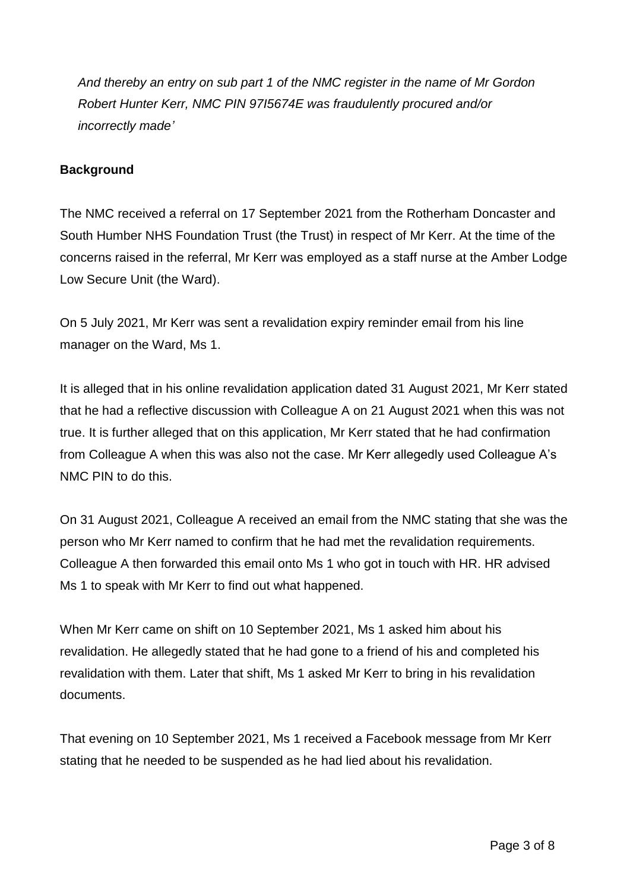*And thereby an entry on sub part 1 of the NMC register in the name of Mr Gordon Robert Hunter Kerr, NMC PIN 97I5674E was fraudulently procured and/or incorrectly made'*

**Background**

The NMC received a referral on 17 September 2021 from the Rotherham Doncaster and South Humber NHS Foundation Trust (the Trust) in respect of Mr Kerr. At the time of the concerns raised in the referral, Mr Kerr was employed as a staff nurse at the Amber Lodge Low Secure Unit (the Ward).

On 5 July 2021, Mr Kerr was sent a revalidation expiry reminder email from his line manager on the Ward, Ms 1.

It is alleged that in his online revalidation application dated 31 August 2021, Mr Kerr stated that he had a reflective discussion with Colleague A on 21 August 2021 when this was not true. It is further alleged that on this application, Mr Kerr stated that he had confirmation from Colleague A when this was also not the case. Mr Kerr allegedly used Colleague A's NMC PIN to do this.

On 31 August 2021, Colleague A received an email from the NMC stating that she was the person who Mr Kerr named to confirm that he had met the revalidation requirements. Colleague A then forwarded this email onto Ms 1 who got in touch with HR. HR advised Ms 1 to speak with Mr Kerr to find out what happened.

When Mr Kerr came on shift on 10 September 2021, Ms 1 asked him about his revalidation. He allegedly stated that he had gone to a friend of his and completed his revalidation with them. Later that shift, Ms 1 asked Mr Kerr to bring in his revalidation documents.

That evening on 10 September 2021, Ms 1 received a Facebook message from Mr Kerr stating that he needed to be suspended as he had lied about his revalidation.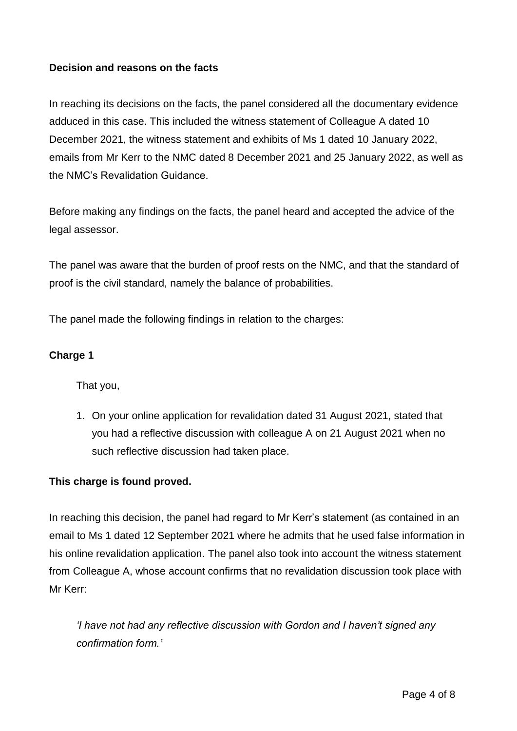**Decision and reasons on the facts**

In reaching its decisions on the facts, the panel considered all the documentary evidence adduced in this case. This included the witness statement of Colleague A dated 10 December 2021, the witness statement and exhibits of Ms 1 dated 10 January 2022, emails from Mr Kerr to the NMC dated 8 December 2021 and 25 January 2022, as well as the NMC's Revalidation Guidance.

Before making any findings on the facts, the panel heard and accepted the advice of the legal assessor.

The panel was aware that the burden of proof rests on the NMC, and that the standard of proof is the civil standard, namely the balance of probabilities.

The panel made the following findings in relation to the charges:

**Charge 1**

That you,

1. On your online application for revalidation dated 31 August 2021, stated that you had a reflective discussion with colleague A on 21 August 2021 when no such reflective discussion had taken place.

**This charge is found proved.**

In reaching this decision, the panel had regard to Mr Kerr's statement (as contained in an email to Ms 1 dated 12 September 2021 where he admits that he used false information in his online revalidation application. The panel also took into account the witness statement from Colleague A, whose account confirms that no revalidation discussion took place with Mr Kerr:

> *'I have not had any reflective discussion with Gordon and I haven't signed any confirmation form.'*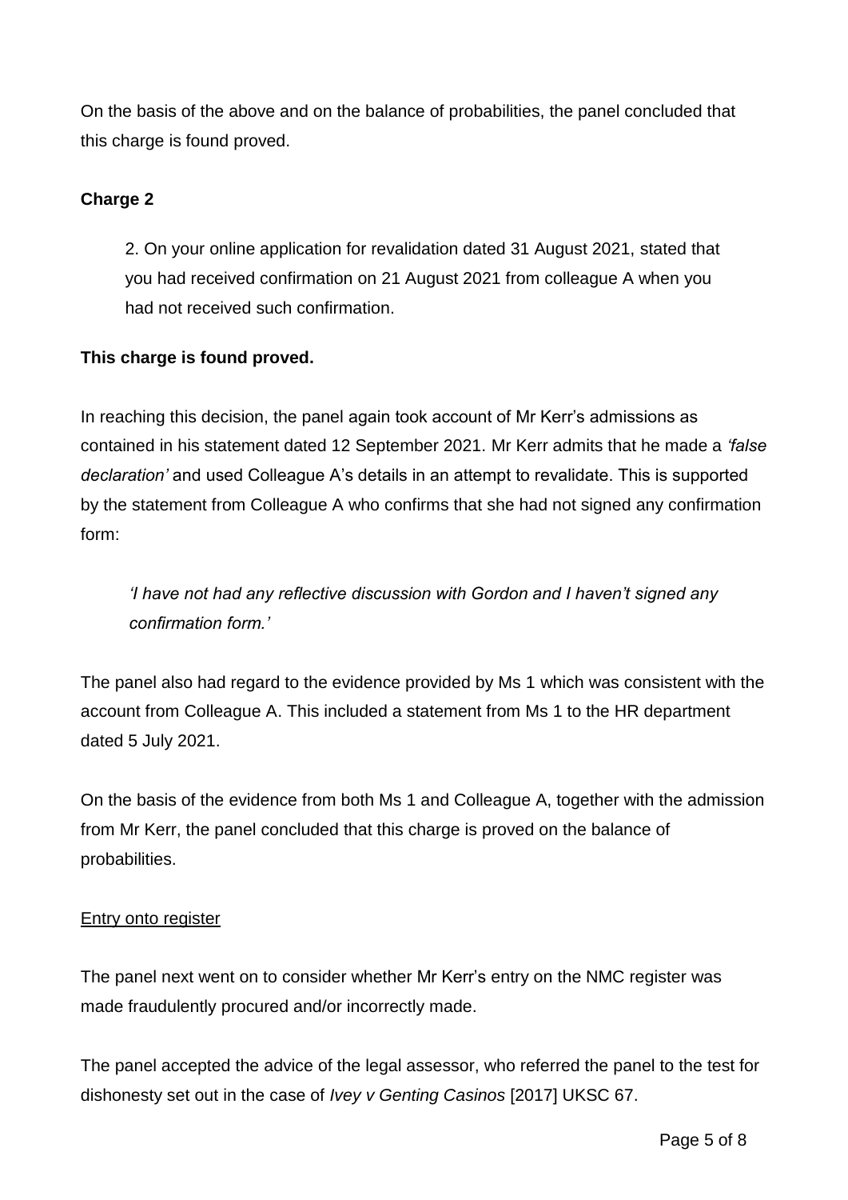On the basis of the above and on the balance of probabilities, the panel concluded that this charge is found proved.

**Charge 2**

> 2. On your online application for revalidation dated 31 August 2021, stated that you had received confirmation on 21 August 2021 from colleague A when you had not received such confirmation.

**This charge is found proved.**

In reaching this decision, the panel again took account of Mr Kerr's admissions as contained in his statement dated 12 September 2021. Mr Kerr admits that he made a *'false declaration'* and used Colleague A's details in an attempt to revalidate. This is supported by the statement from Colleague A who confirms that she had not signed any confirmation form:

> *'I have not had any reflective discussion with Gordon and I haven't signed any confirmation form.'*

The panel also had regard to the evidence provided by Ms 1 which was consistent with the account from Colleague A. This included a statement from Ms 1 to the HR department dated 5 July 2021.

On the basis of the evidence from both Ms 1 and Colleague A, together with the admission from Mr Kerr, the panel concluded that this charge is proved on the balance of probabilities.

<u>Entry onto register</u>

The panel next went on to consider whether Mr Kerr's entry on the NMC register was made fraudulently procured and/or incorrectly made.

The panel accepted the advice of the legal assessor, who referred the panel to the test for dishonesty set out in the case of *Ivey v Genting Casinos* [2017] UKSC 67.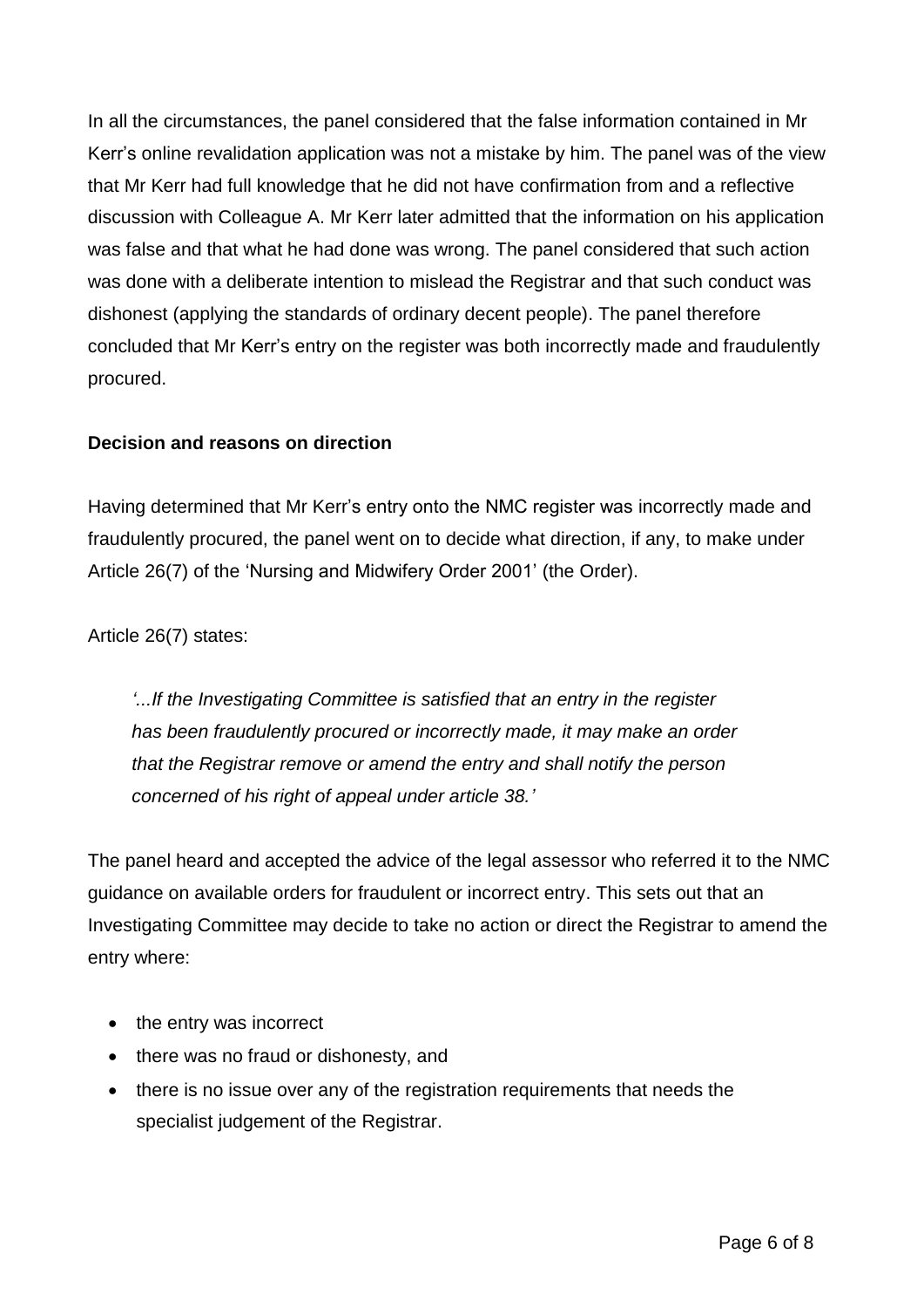In all the circumstances, the panel considered that the false information contained in Mr Kerr's online revalidation application was not a mistake by him. The panel was of the view that Mr Kerr had full knowledge that he did not have confirmation from and a reflective discussion with Colleague A. Mr Kerr later admitted that the information on his application was false and that what he had done was wrong. The panel considered that such action was done with a deliberate intention to mislead the Registrar and that such conduct was dishonest (applying the standards of ordinary decent people). The panel therefore concluded that Mr Kerr's entry on the register was both incorrectly made and fraudulently procured.

**Decision and reasons on direction**

Having determined that Mr Kerr's entry onto the NMC register was incorrectly made and fraudulently procured, the panel went on to decide what direction, if any, to make under Article 26(7) of the 'Nursing and Midwifery Order 2001' (the Order).

Article 26(7) states:

> *'...If the Investigating Committee is satisfied that an entry in the register has been fraudulently procured or incorrectly made, it may make an order that the Registrar remove or amend the entry and shall notify the person concerned of his right of appeal under article 38.'*

The panel heard and accepted the advice of the legal assessor who referred it to the NMC guidance on available orders for fraudulent or incorrect entry. This sets out that an Investigating Committee may decide to take no action or direct the Registrar to amend the entry where:

- the entry was incorrect
- there was no fraud or dishonesty, and
- there is no issue over any of the registration requirements that needs the specialist judgement of the Registrar.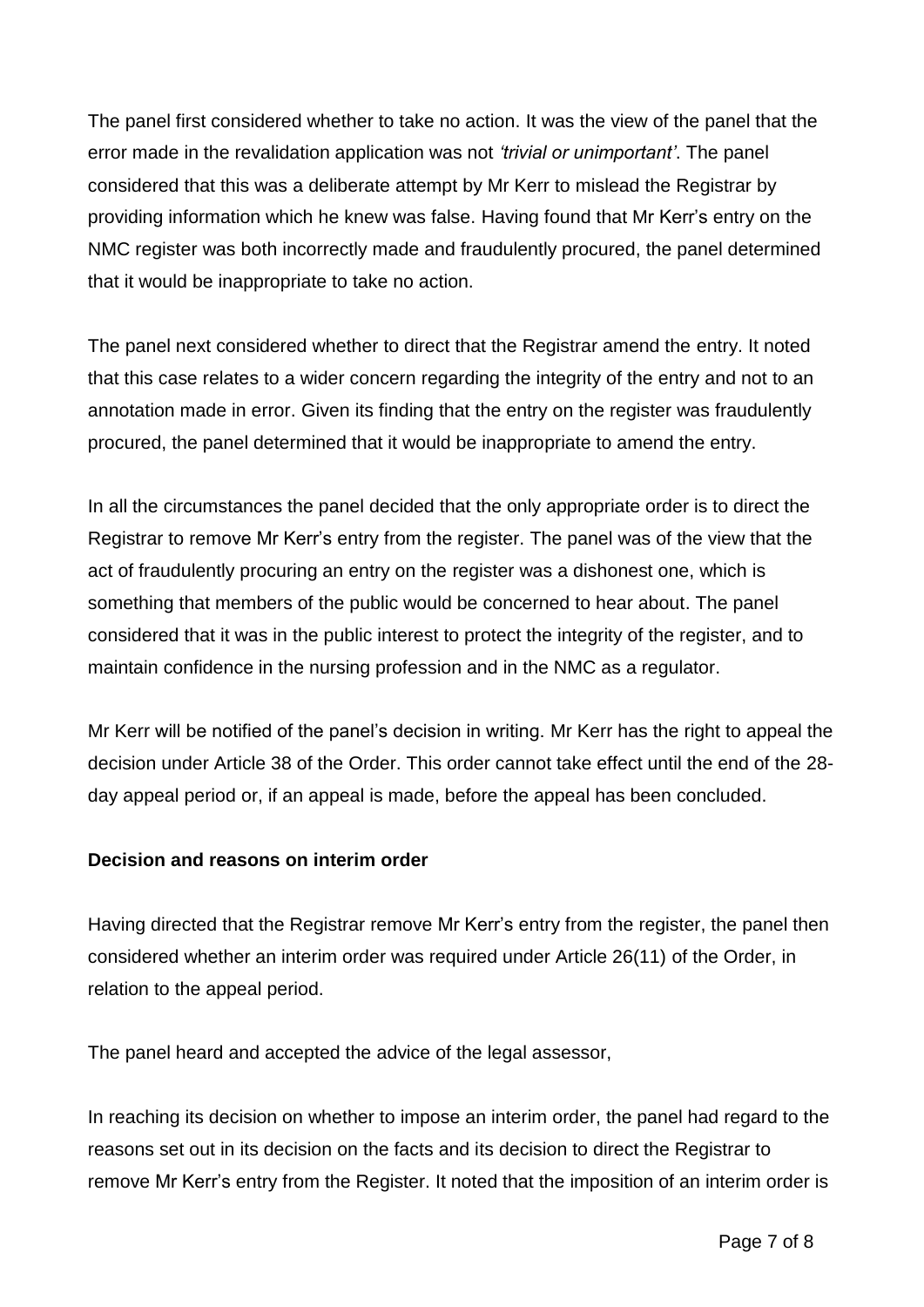The panel first considered whether to take no action. It was the view of the panel that the error made in the revalidation application was not *'trivial or unimportant'*. The panel considered that this was a deliberate attempt by Mr Kerr to mislead the Registrar by providing information which he knew was false. Having found that Mr Kerr's entry on the NMC register was both incorrectly made and fraudulently procured, the panel determined that it would be inappropriate to take no action.

The panel next considered whether to direct that the Registrar amend the entry. It noted that this case relates to a wider concern regarding the integrity of the entry and not to an annotation made in error. Given its finding that the entry on the register was fraudulently procured, the panel determined that it would be inappropriate to amend the entry.

In all the circumstances the panel decided that the only appropriate order is to direct the Registrar to remove Mr Kerr's entry from the register. The panel was of the view that the act of fraudulently procuring an entry on the register was a dishonest one, which is something that members of the public would be concerned to hear about. The panel considered that it was in the public interest to protect the integrity of the register, and to maintain confidence in the nursing profession and in the NMC as a regulator.

Mr Kerr will be notified of the panel's decision in writing. Mr Kerr has the right to appeal the decision under Article 38 of the Order. This order cannot take effect until the end of the 28-day appeal period or, if an appeal is made, before the appeal has been concluded.

**Decision and reasons on interim order**

Having directed that the Registrar remove Mr Kerr's entry from the register, the panel then considered whether an interim order was required under Article 26(11) of the Order, in relation to the appeal period.

The panel heard and accepted the advice of the legal assessor,

In reaching its decision on whether to impose an interim order, the panel had regard to the reasons set out in its decision on the facts and its decision to direct the Registrar to remove Mr Kerr's entry from the Register. It noted that the imposition of an interim order is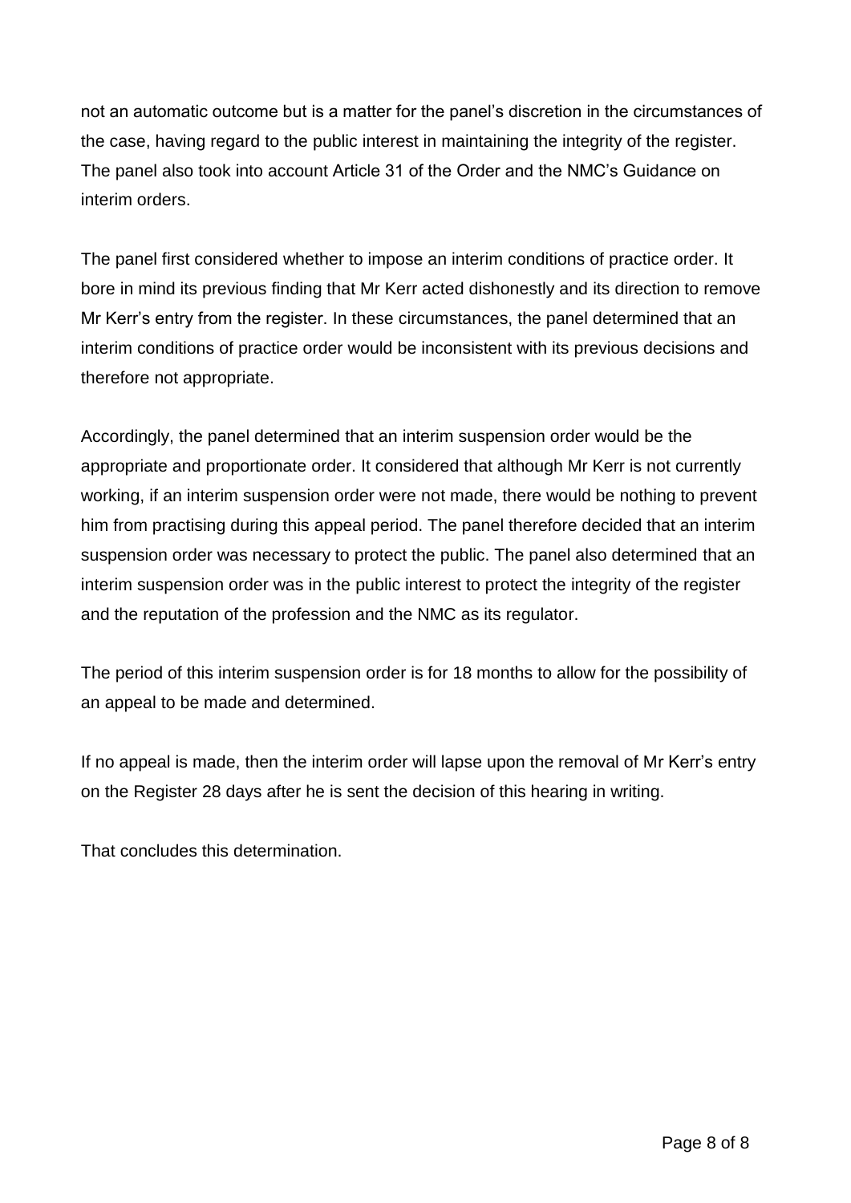not an automatic outcome but is a matter for the panel's discretion in the circumstances of the case, having regard to the public interest in maintaining the integrity of the register. The panel also took into account Article 31 of the Order and the NMC's Guidance on interim orders.

The panel first considered whether to impose an interim conditions of practice order. It bore in mind its previous finding that Mr Kerr acted dishonestly and its direction to remove Mr Kerr's entry from the register. In these circumstances, the panel determined that an interim conditions of practice order would be inconsistent with its previous decisions and therefore not appropriate.

Accordingly, the panel determined that an interim suspension order would be the appropriate and proportionate order. It considered that although Mr Kerr is not currently working, if an interim suspension order were not made, there would be nothing to prevent him from practising during this appeal period. The panel therefore decided that an interim suspension order was necessary to protect the public. The panel also determined that an interim suspension order was in the public interest to protect the integrity of the register and the reputation of the profession and the NMC as its regulator.

The period of this interim suspension order is for 18 months to allow for the possibility of an appeal to be made and determined.

If no appeal is made, then the interim order will lapse upon the removal of Mr Kerr's entry on the Register 28 days after he is sent the decision of this hearing in writing.

That concludes this determination.